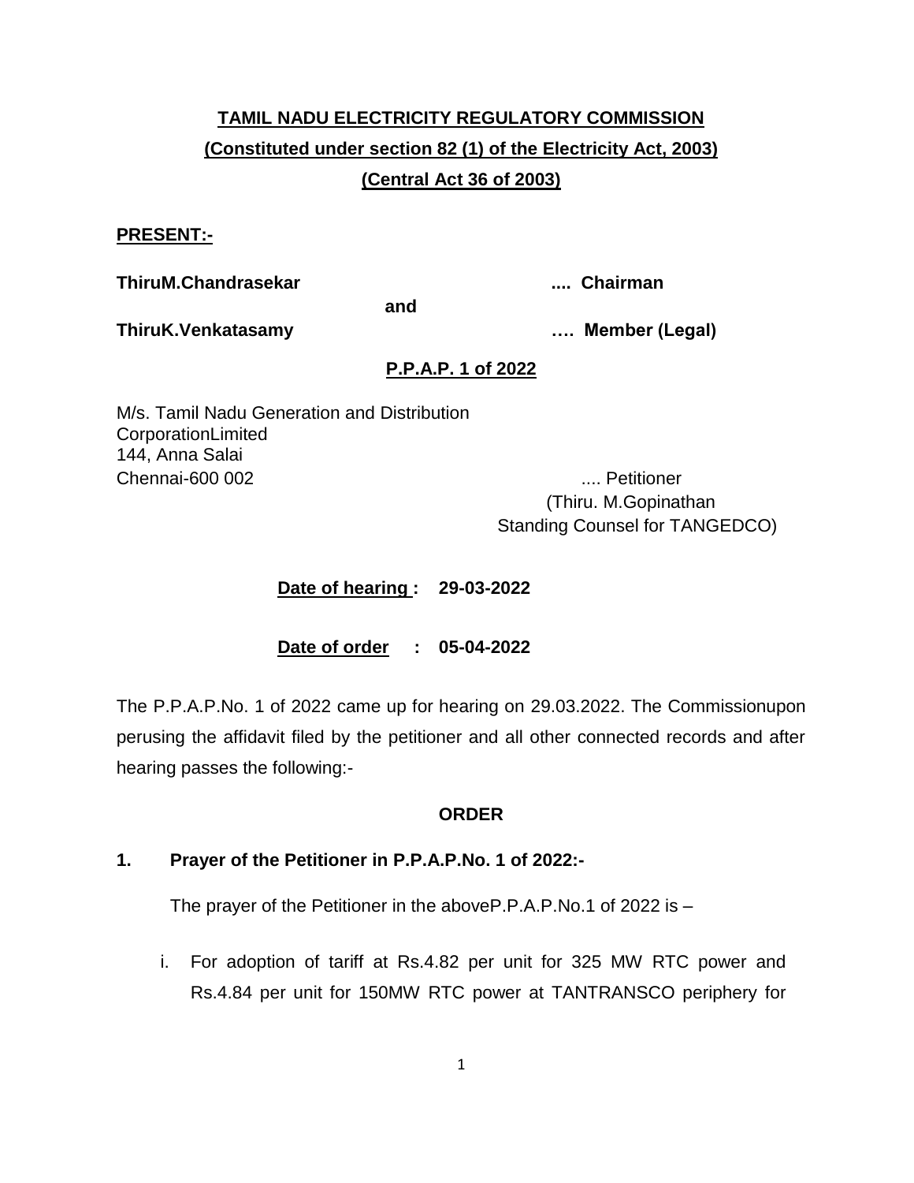**TAMIL NADU ELECTRICITY REGULATORY COMMISSION**

**(Constituted under section 82 (1) of the Electricity Act, 2003)**

**(Central Act 36 of 2003)**

**PRESENT:-**

**ThiruM.Chandrasekar .... Chairman**

**and**

**ThiruK.Venkatasamy …. Member (Legal)**

**P.P.A.P. 1 of 2022**

M/s. Tamil Nadu Generation and Distribution CorporationLimited
144, Anna Salai
Chennai-600 002 .... Petitioner

(Thiru. M.Gopinathan
Standing Counsel for TANGEDCO)

**Date of hearing : 29-03-2022**

**Date of order : 05-04-2022**

The P.P.A.P.No. 1 of 2022 came up for hearing on 29.03.2022. The Commissionupon perusing the affidavit filed by the petitioner and all other connected records and after hearing passes the following:-

**ORDER**

**1. Prayer of the Petitioner in P.P.A.P.No. 1 of 2022:-**

The prayer of the Petitioner in the aboveP.P.A.P.No.1 of 2022 is –

i. For adoption of tariff at Rs.4.82 per unit for 325 MW RTC power and Rs.4.84 per unit for 150MW RTC power at TANTRANSCO periphery for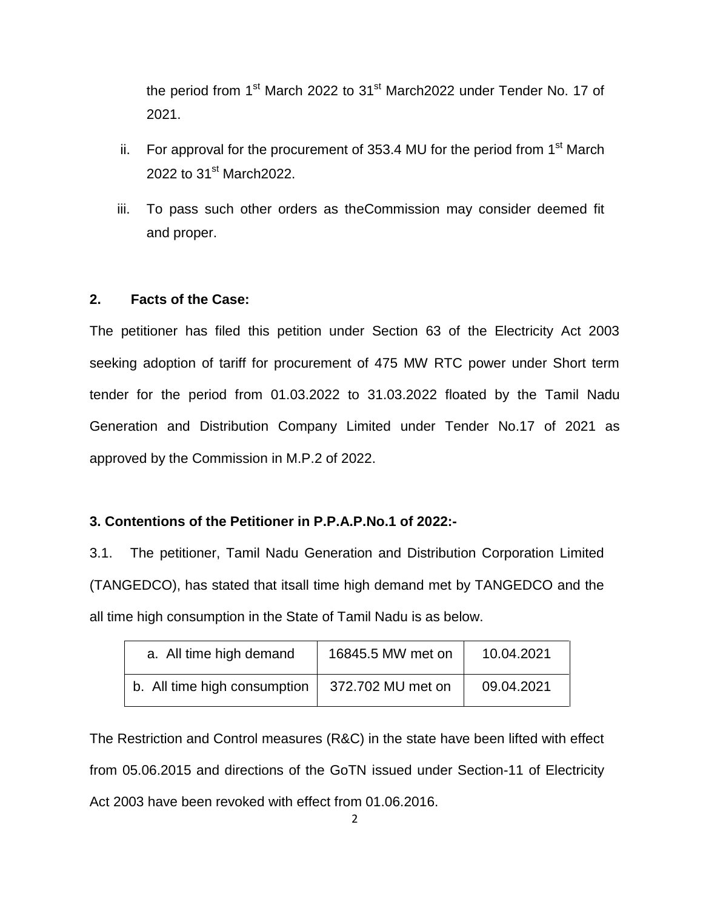the period from 1st March 2022 to 31st March2022 under Tender No. 17 of 2021.

ii. For approval for the procurement of 353.4 MU for the period from 1st March 2022 to 31st March2022.

iii. To pass such other orders as theCommission may consider deemed fit and proper.

## 2. Facts of the Case:

The petitioner has filed this petition under Section 63 of the Electricity Act 2003 seeking adoption of tariff for procurement of 475 MW RTC power under Short term tender for the period from 01.03.2022 to 31.03.2022 floated by the Tamil Nadu Generation and Distribution Company Limited under Tender No.17 of 2021 as approved by the Commission in M.P.2 of 2022.

## 3. Contentions of the Petitioner in P.P.A.P.No.1 of 2022:-

3.1. The petitioner, Tamil Nadu Generation and Distribution Corporation Limited (TANGEDCO), has stated that itsall time high demand met by TANGEDCO and the all time high consumption in the State of Tamil Nadu is as below.

| | | |
|---|---|---|
| a. All time high demand | 16845.5 MW met on | 10.04.2021 |
| b. All time high consumption | 372.702 MU met on | 09.04.2021 |

The Restriction and Control measures (R&C) in the state have been lifted with effect from 05.06.2015 and directions of the GoTN issued under Section-11 of Electricity Act 2003 have been revoked with effect from 01.06.2016.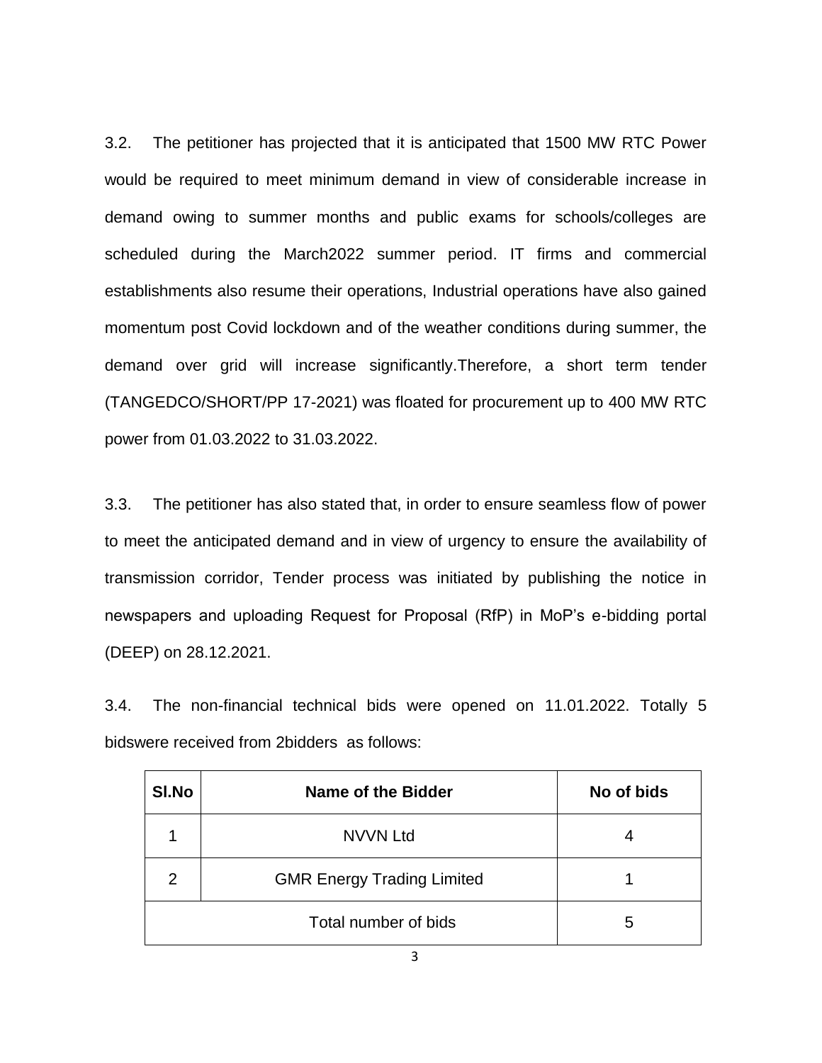3.2. The petitioner has projected that it is anticipated that 1500 MW RTC Power would be required to meet minimum demand in view of considerable increase in demand owing to summer months and public exams for schools/colleges are scheduled during the March2022 summer period. IT firms and commercial establishments also resume their operations, Industrial operations have also gained momentum post Covid lockdown and of the weather conditions during summer, the demand over grid will increase significantly.Therefore, a short term tender (TANGEDCO/SHORT/PP 17-2021) was floated for procurement up to 400 MW RTC power from 01.03.2022 to 31.03.2022.

3.3. The petitioner has also stated that, in order to ensure seamless flow of power to meet the anticipated demand and in view of urgency to ensure the availability of transmission corridor, Tender process was initiated by publishing the notice in newspapers and uploading Request for Proposal (RfP) in MoP's e-bidding portal (DEEP) on 28.12.2021.

3.4. The non-financial technical bids were opened on 11.01.2022. Totally 5 bidswere received from 2bidders as follows:

| Sl.No | Name of the Bidder | No of bids |
|---|---|---|
| 1 | NVVN Ltd | 4 |
| 2 | GMR Energy Trading Limited | 1 |
| Total number of bids | | 5 |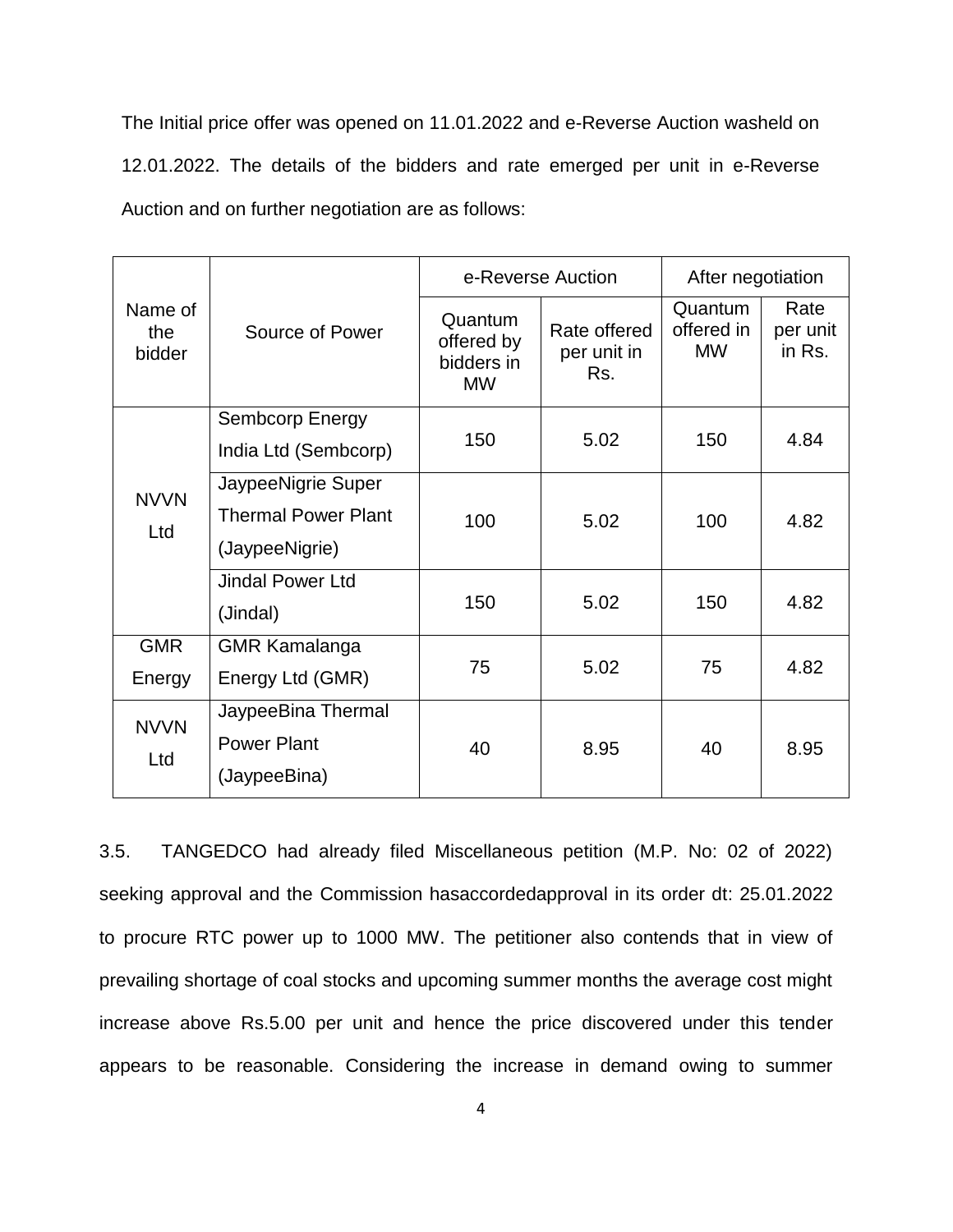The Initial price offer was opened on 11.01.2022 and e-Reverse Auction washeld on 12.01.2022. The details of the bidders and rate emerged per unit in e-Reverse Auction and on further negotiation are as follows:

| Name of the bidder | Source of Power | e-Reverse Auction | | After negotiation | |
|---|---|---|---|---|---|
| | | Quantum offered by bidders in MW | Rate offered per unit in Rs. | Quantum offered in MW | Rate per unit in Rs. |
| NVVN Ltd | Sembcorp Energy India Ltd (Sembcorp) | 150 | 5.02 | 150 | 4.84 |
| | JaypeeNigrie Super Thermal Power Plant (JaypeeNigrie) | 100 | 5.02 | 100 | 4.82 |
| | Jindal Power Ltd (Jindal) | 150 | 5.02 | 150 | 4.82 |
| GMR Energy | GMR Kamalanga Energy Ltd (GMR) | 75 | 5.02 | 75 | 4.82 |
| NVVN Ltd | JaypeeBina Thermal Power Plant (JaypeeBina) | 40 | 8.95 | 40 | 8.95 |

3.5. TANGEDCO had already filed Miscellaneous petition (M.P. No: 02 of 2022) seeking approval and the Commission hasaccordedapproval in its order dt: 25.01.2022 to procure RTC power up to 1000 MW. The petitioner also contends that in view of prevailing shortage of coal stocks and upcoming summer months the average cost might increase above Rs.5.00 per unit and hence the price discovered under this tender appears to be reasonable. Considering the increase in demand owing to summer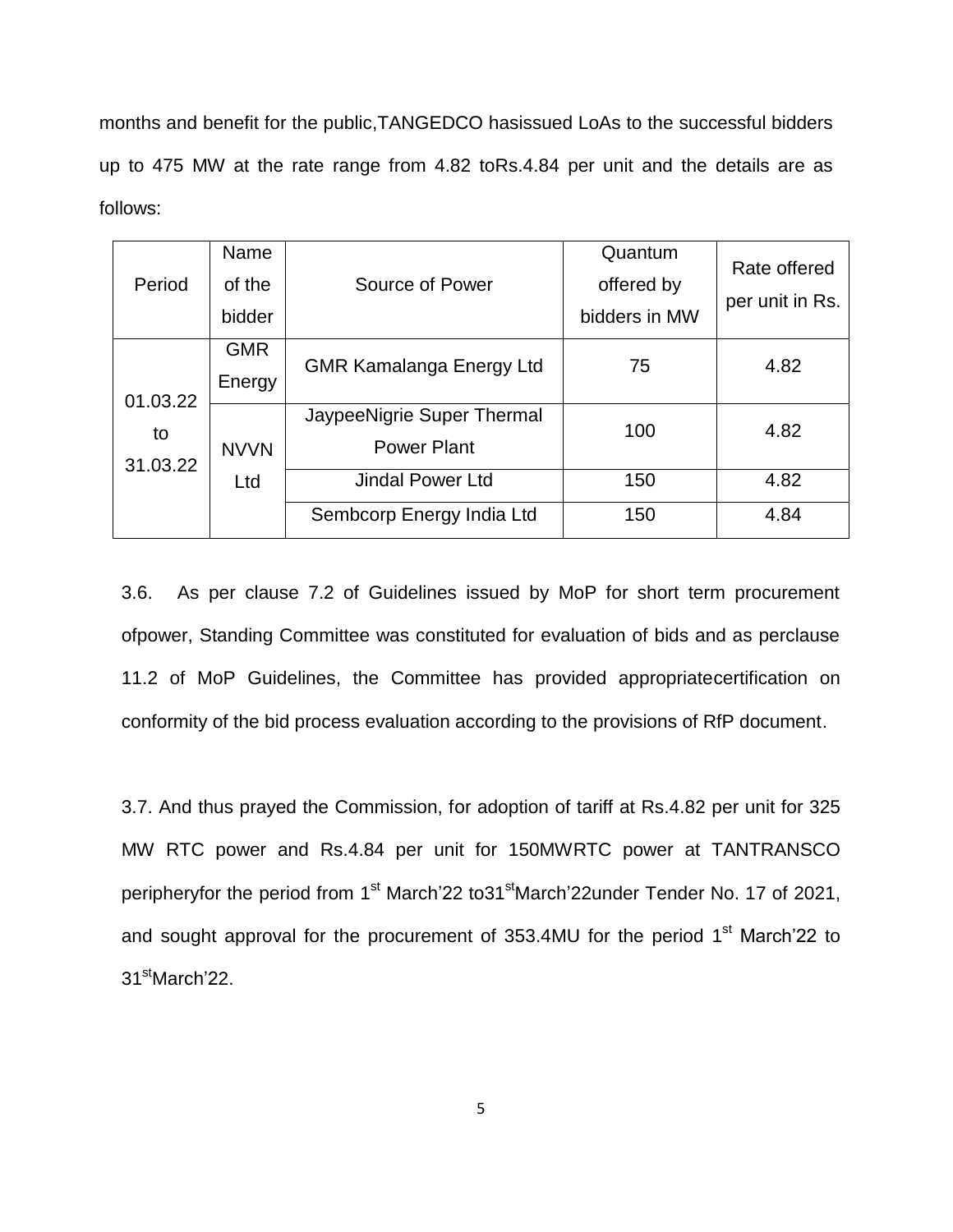months and benefit for the public,TANGEDCO hasissued LoAs to the successful bidders up to 475 MW at the rate range from 4.82 toRs.4.84 per unit and the details are as follows:

| Period | Name of the bidder | Source of Power | Quantum offered by bidders in MW | Rate offered per unit in Rs. |
|---|---|---|---|---|
| 01.03.22 to 31.03.22 | GMR Energy | GMR Kamalanga Energy Ltd | 75 | 4.82 |
| | NVVN Ltd | JaypeeNigrie Super Thermal Power Plant | 100 | 4.82 |
| | | Jindal Power Ltd | 150 | 4.82 |
| | | Sembcorp Energy India Ltd | 150 | 4.84 |

3.6. As per clause 7.2 of Guidelines issued by MoP for short term procurement ofpower, Standing Committee was constituted for evaluation of bids and as perclause 11.2 of MoP Guidelines, the Committee has provided appropriatecertification on conformity of the bid process evaluation according to the provisions of RfP document.

3.7. And thus prayed the Commission, for adoption of tariff at Rs.4.82 per unit for 325 MW RTC power and Rs.4.84 per unit for 150MWRTC power at TANTRANSCO peripheryfor the period from 1st March'22 to31stMarch'22under Tender No. 17 of 2021, and sought approval for the procurement of 353.4MU for the period 1st March'22 to 31stMarch'22.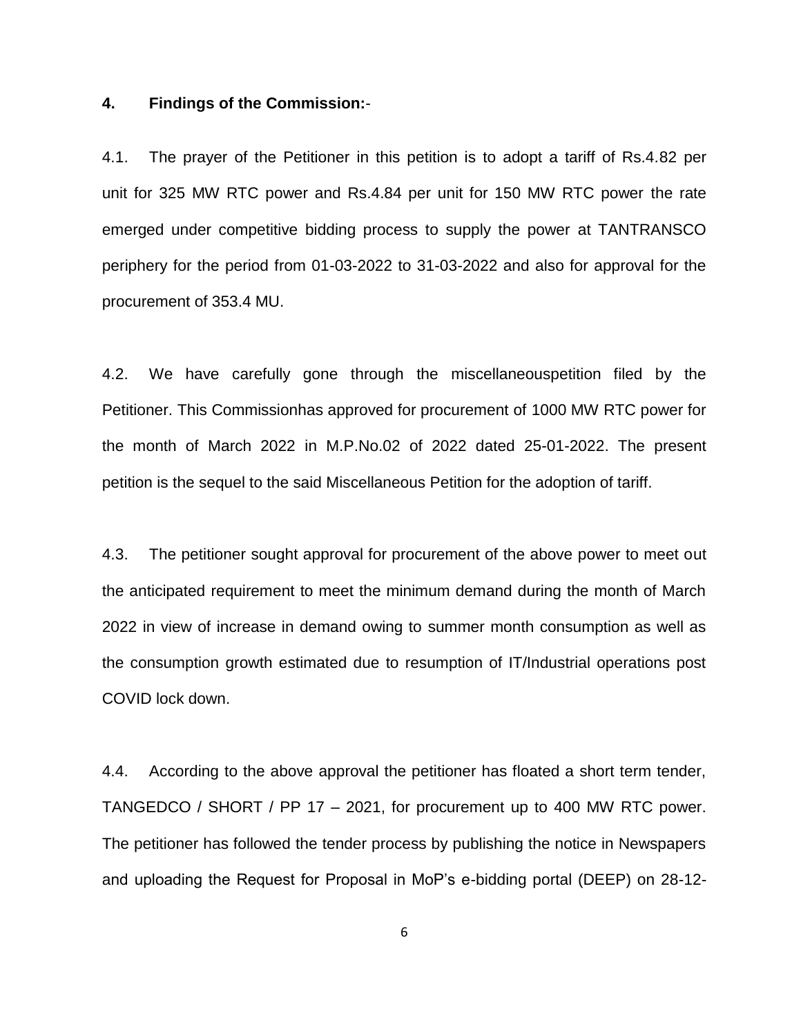**4. Findings of the Commission:**-

4.1. The prayer of the Petitioner in this petition is to adopt a tariff of Rs.4.82 per unit for 325 MW RTC power and Rs.4.84 per unit for 150 MW RTC power the rate emerged under competitive bidding process to supply the power at TANTRANSCO periphery for the period from 01-03-2022 to 31-03-2022 and also for approval for the procurement of 353.4 MU.

4.2. We have carefully gone through the miscellaneouspetition filed by the Petitioner. This Commissionhas approved for procurement of 1000 MW RTC power for the month of March 2022 in M.P.No.02 of 2022 dated 25-01-2022. The present petition is the sequel to the said Miscellaneous Petition for the adoption of tariff.

4.3. The petitioner sought approval for procurement of the above power to meet out the anticipated requirement to meet the minimum demand during the month of March 2022 in view of increase in demand owing to summer month consumption as well as the consumption growth estimated due to resumption of IT/Industrial operations post COVID lock down.

4.4. According to the above approval the petitioner has floated a short term tender, TANGEDCO / SHORT / PP 17 – 2021, for procurement up to 400 MW RTC power. The petitioner has followed the tender process by publishing the notice in Newspapers and uploading the Request for Proposal in MoP's e-bidding portal (DEEP) on 28-12-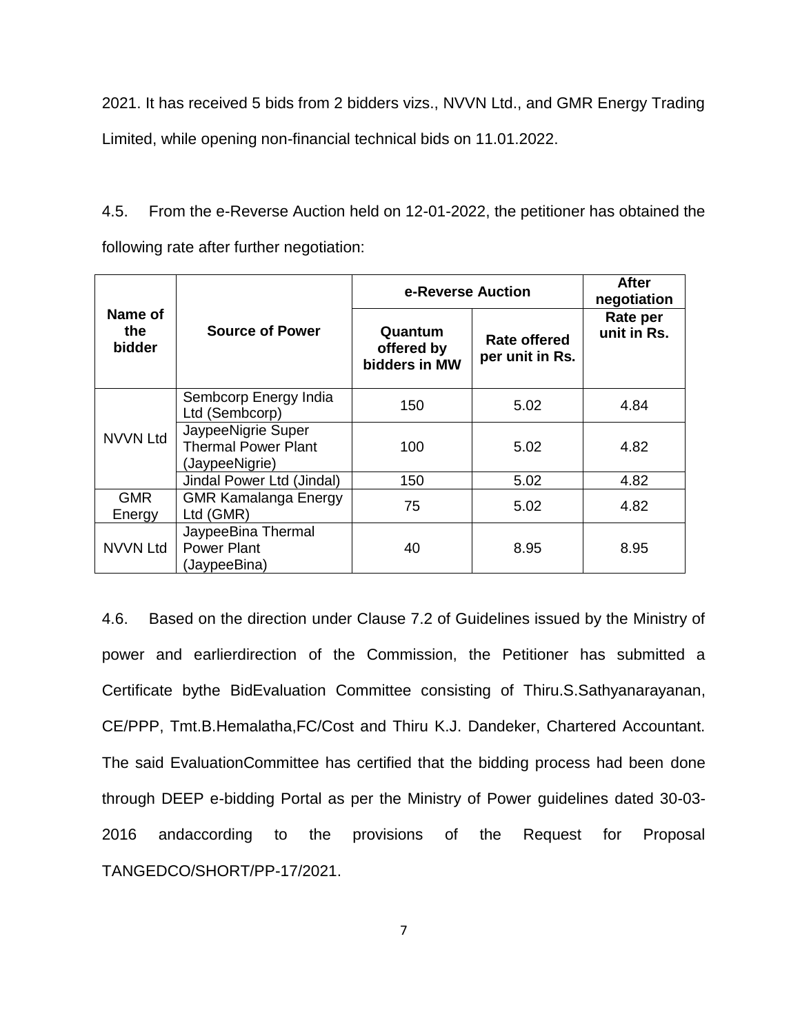2021. It has received 5 bids from 2 bidders vizs., NVVN Ltd., and GMR Energy Trading Limited, while opening non-financial technical bids on 11.01.2022.

4.5. From the e-Reverse Auction held on 12-01-2022, the petitioner has obtained the following rate after further negotiation:

| Name of the bidder | Source of Power | e-Reverse Auction | | After negotiation |
|---|---|---|---|---|
| | | Quantum offered by bidders in MW | Rate offered per unit in Rs. | Rate per unit in Rs. |
| NVVN Ltd | Sembcorp Energy India Ltd (Sembcorp) | 150 | 5.02 | 4.84 |
| | JaypeeNigrie Super Thermal Power Plant (JaypeeNigrie) | 100 | 5.02 | 4.82 |
| | Jindal Power Ltd (Jindal) | 150 | 5.02 | 4.82 |
| GMR Energy | GMR Kamalanga Energy Ltd (GMR) | 75 | 5.02 | 4.82 |
| NVVN Ltd | JaypeeBina Thermal Power Plant (JaypeeBina) | 40 | 8.95 | 8.95 |

4.6. Based on the direction under Clause 7.2 of Guidelines issued by the Ministry of power and earlierdirection of the Commission, the Petitioner has submitted a Certificate bythe BidEvaluation Committee consisting of Thiru.S.Sathyanarayanan, CE/PPP, Tmt.B.Hemalatha,FC/Cost and Thiru K.J. Dandeker, Chartered Accountant. The said EvaluationCommittee has certified that the bidding process had been done through DEEP e-bidding Portal as per the Ministry of Power guidelines dated 30-03-2016 andaccording to the provisions of the Request for Proposal TANGEDCO/SHORT/PP-17/2021.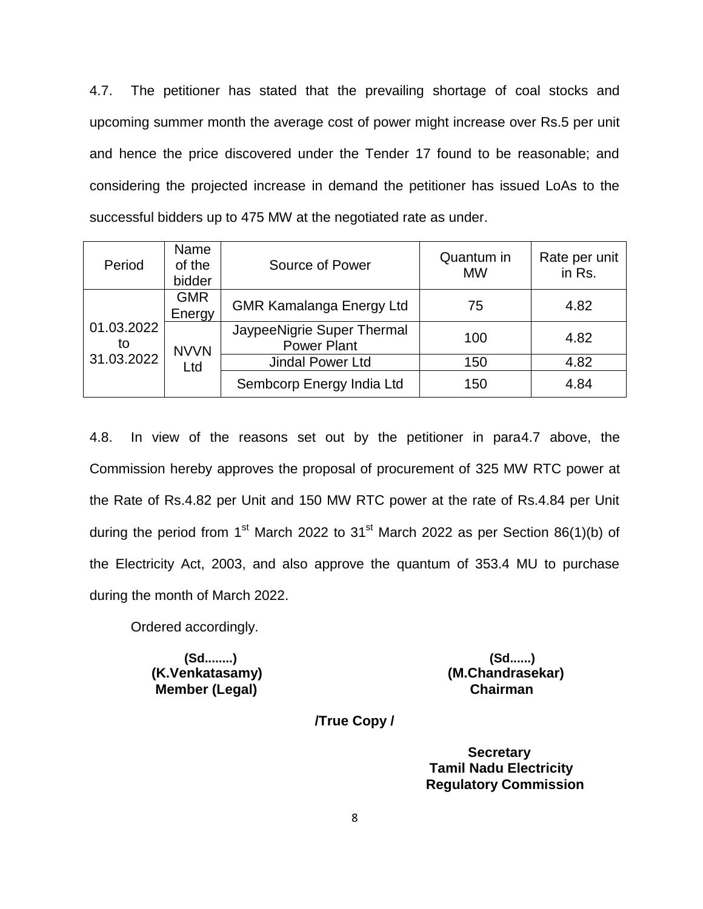4.7. The petitioner has stated that the prevailing shortage of coal stocks and upcoming summer month the average cost of power might increase over Rs.5 per unit and hence the price discovered under the Tender 17 found to be reasonable; and considering the projected increase in demand the petitioner has issued LoAs to the successful bidders up to 475 MW at the negotiated rate as under.

| Period | Name of the bidder | Source of Power | Quantum in MW | Rate per unit in Rs. |
|---|---|---|---|---|
| 01.03.2022 to 31.03.2022 | GMR Energy | GMR Kamalanga Energy Ltd | 75 | 4.82 |
| | NVVN Ltd | JaypeeNigrie Super Thermal Power Plant | 100 | 4.82 |
| | | Jindal Power Ltd | 150 | 4.82 |
| | | Sembcorp Energy India Ltd | 150 | 4.84 |

4.8. In view of the reasons set out by the petitioner in para4.7 above, the Commission hereby approves the proposal of procurement of 325 MW RTC power at the Rate of Rs.4.82 per Unit and 150 MW RTC power at the rate of Rs.4.84 per Unit during the period from 1st March 2022 to 31st March 2022 as per Section 86(1)(b) of the Electricity Act, 2003, and also approve the quantum of 353.4 MU to purchase during the month of March 2022.

Ordered accordingly.

**(Sd........)**
**(K.Venkatasamy)**
**Member (Legal)**

**(Sd......)**
**(M.Chandrasekar)**
**Chairman**

**/True Copy /**

**Secretary**
**Tamil Nadu Electricity**
**Regulatory Commission**